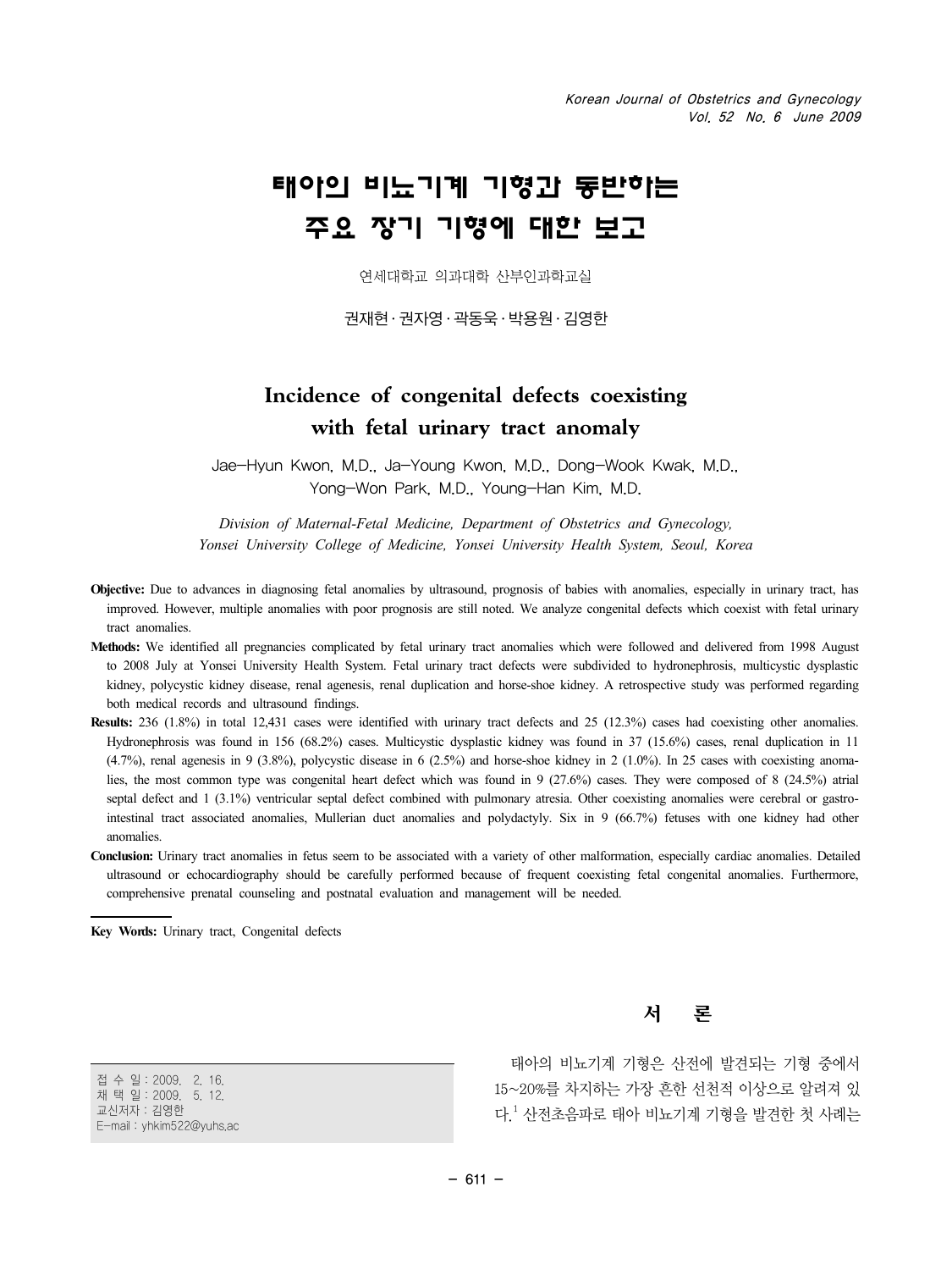# 태아의 비뇨기계 기형과 동반하는 주요 장기 기형에 대한 보고

연세대학교 의과대학 산부인과학교실

권재현 · 권자영 · 곽동욱 · 박용원 · 김영한

## Incidence of congenital defects coexisting with fetal urinary tract anomaly

Jae-Hyun Kwon, M.D., Ja-Young Kwon, M.D., Dong-Wook Kwak, M.D., Yong-Won Park, M.D., Young-Han Kim, M.D.

*Division of Maternal-Fetal Medicine, Department of Obstetrics and Gynecology, Yonsei University College of Medicine, Yonsei University Health System, Seoul, Korea*

**Objective:** Due to advances in diagnosing fetal anomalies by ultrasound, prognosis of babies with anomalies, especially in urinary tract, has improved. However, multiple anomalies with poor prognosis are still noted. We analyze congenital defects which coexist with fetal urinary tract anomalies.

**Methods:** We identified all pregnancies complicated by fetal urinary tract anomalies which were followed and delivered from 1998 August to 2008 July at Yonsei University Health System. Fetal urinary tract defects were subdivided to hydronephrosis, multicystic dysplastic kidney, polycystic kidney disease, renal agenesis, renal duplication and horse-shoe kidney. A retrospective study was performed regarding both medical records and ultrasound findings.

**Results:** 236 (1.8%) in total 12,431 cases were identified with urinary tract defects and 25 (12.3%) cases had coexisting other anomalies. Hydronephrosis was found in 156 (68.2%) cases. Multicystic dysplastic kidney was found in 37 (15.6%) cases, renal duplication in 11 (4.7%), renal agenesis in 9 (3.8%), polycystic disease in 6 (2.5%) and horse-shoe kidney in 2 (1.0%). In 25 cases with coexisting anomalies, the most common type was congenital heart defect which was found in 9 (27.6%) cases. They were composed of 8 (24.5%) atrial septal defect and 1 (3.1%) ventricular septal defect combined with pulmonary atresia. Other coexisting anomalies were cerebral or gastrointestinal tract associated anomalies, Mullerian duct anomalies and polydactyly. Six in 9 (66.7%) fetuses with one kidney had other anomalies.

**Conclusion:** Urinary tract anomalies in fetus seem to be associated with a variety of other malformation, especially cardiac anomalies. Detailed ultrasound or echocardiography should be carefully performed because of frequent coexisting fetal congenital anomalies. Furthermore, comprehensive prenatal counseling and postnatal evaluation and management will be needed.

**Key Words:** Urinary tract, Congenital defects

접 수 일 : 2009. 2. 16.
채 택 일 : 2009. 5. 12.
교신저자 : 김영한
E-mail : yhkim522@yuhs.ac

## 서 론

태아의 비뇨기계 기형은 산전에 발견되는 기형 중에서 15~20%를 차지하는 가장 흔한 선천적 이상으로 알려져 있다.[1] 산전초음파로 태아 비뇨기계 기형을 발견한 첫 사례는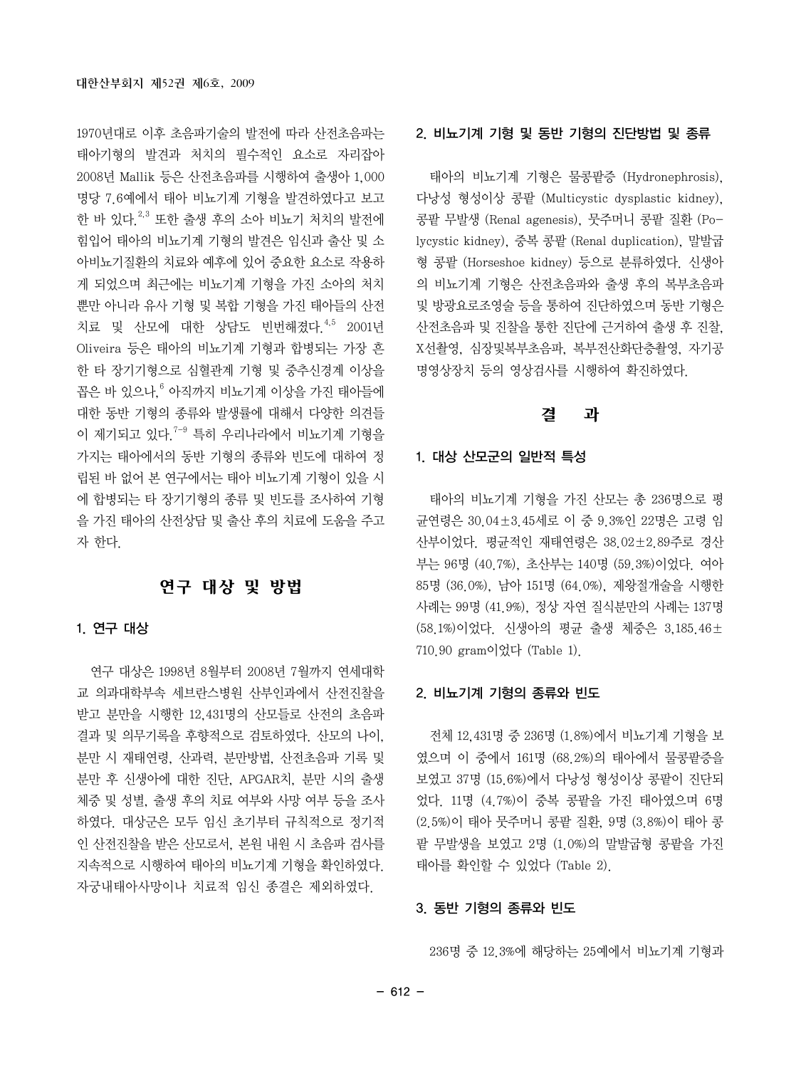1970년대로 이후 초음파기술의 발전에 따라 산전초음파는 태아기형의 발견과 처치의 필수적인 요소로 자리잡아 2008년 Mallik 등은 산전초음파를 시행하여 출생아 1,000명당 7.6예에서 태아 비뇨기계 기형을 발견하였다고 보고한 바 있다.[2,3] 또한 출생 후의 소아 비뇨기 처치의 발전에 힘입어 태아의 비뇨기계 기형의 발견은 임신과 출산 및 소아비뇨기질환의 치료와 예후에 있어 중요한 요소로 작용하게 되었으며 최근에는 비뇨기계 기형을 가진 소아의 처치뿐만 아니라 유사 기형 및 복합 기형을 가진 태아들의 산전치료 및 산모에 대한 상담도 빈번해졌다.[4,5] 2001년 Oliveira 등은 태아의 비뇨기계 기형과 합병되는 가장 흔한 타 장기기형으로 심혈관계 기형 및 중추신경계 이상을 꼽은 바 있으나,[6] 아직까지 비뇨기계 이상을 가진 태아들에 대한 동반 기형의 종류와 발생률에 대해서 다양한 의견들이 제기되고 있다.[7-9] 특히 우리나라에서 비뇨기계 기형을 가지는 태아에서의 동반 기형의 종류와 빈도에 대하여 정립된 바 없어 본 연구에서는 태아 비뇨기계 기형이 있을 시에 합병되는 타 장기기형의 종류 및 빈도를 조사하여 기형을 가진 태아의 산전상담 및 출산 후의 치료에 도움을 주고자 한다.

## 연구 대상 및 방법

### 1. 연구 대상

연구 대상은 1998년 8월부터 2008년 7월까지 연세대학교 의과대학부속 세브란스병원 산부인과에서 산전진찰을 받고 분만을 시행한 12,431명의 산모들로 산전의 초음파 결과 및 의무기록을 후향적으로 검토하였다. 산모의 나이, 분만 시 재태연령, 산과력, 분만방법, 산전초음파 기록 및 분만 후 신생아에 대한 진단, APGAR치, 분만 시의 출생 체중 및 성별, 출생 후의 치료 여부와 사망 여부 등을 조사하였다. 대상군은 모두 임신 초기부터 규칙적으로 정기적인 산전진찰을 받은 산모로서, 본원 내원 시 초음파 검사를 지속적으로 시행하여 태아의 비뇨기계 기형을 확인하였다. 자궁내태아사망이나 치료적 임신 종결은 제외하였다.

### 2. 비뇨기계 기형 및 동반 기형의 진단방법 및 종류

태아의 비뇨기계 기형은 물콩팥증 (Hydronephrosis), 다낭성 형성이상 콩팥 (Multicystic dysplastic kidney), 콩팥 무발생 (Renal agenesis), 뭇주머니 콩팥 질환 (Polycystic kidney), 중복 콩팥 (Renal duplication), 말발굽형 콩팥 (Horseshoe kidney) 등으로 분류하였다. 신생아의 비뇨기계 기형은 산전초음파와 출생 후의 복부초음파 및 방광요로조영술 등을 통하여 진단하였으며 동반 기형은 산전초음파 및 진찰을 통한 진단에 근거하여 출생 후 진찰, X선촬영, 심장및복부초음파, 복부전산화단층촬영, 자기공명영상장치 등의 영상검사를 시행하여 확진하였다.

## 결 과

### 1. 대상 산모군의 일반적 특성

태아의 비뇨기계 기형을 가진 산모는 총 236명으로 평균연령은 30.04±3.45세로 이 중 9.3%인 22명은 고령 임산부이었다. 평균적인 재태연령은 38.02±2.89주로 경산부는 96명 (40.7%), 초산부는 140명 (59.3%)이었다. 여아 85명 (36.0%), 남아 151명 (64.0%), 제왕절개술을 시행한 사례는 99명 (41.9%), 정상 자연 질식분만의 사례는 137명 (58.1%)이었다. 신생아의 평균 출생 체중은 3,185.46±710.90 gram이었다 (Table 1).

### 2. 비뇨기계 기형의 종류와 빈도

전체 12,431명 중 236명 (1.8%)에서 비뇨기계 기형을 보였으며 이 중에서 161명 (68.2%)의 태아에서 물콩팥증을 보였고 37명 (15.6%)에서 다낭성 형성이상 콩팥이 진단되었다. 11명 (4.7%)이 중복 콩팥을 가진 태아였으며 6명 (2.5%)이 태아 뭇주머니 콩팥 질환, 9명 (3.8%)이 태아 콩팥 무발생을 보였고 2명 (1.0%)의 말발굽형 콩팥을 가진 태아를 확인할 수 있었다 (Table 2).

### 3. 동반 기형의 종류와 빈도

236명 중 12.3%에 해당하는 25예에서 비뇨기계 기형과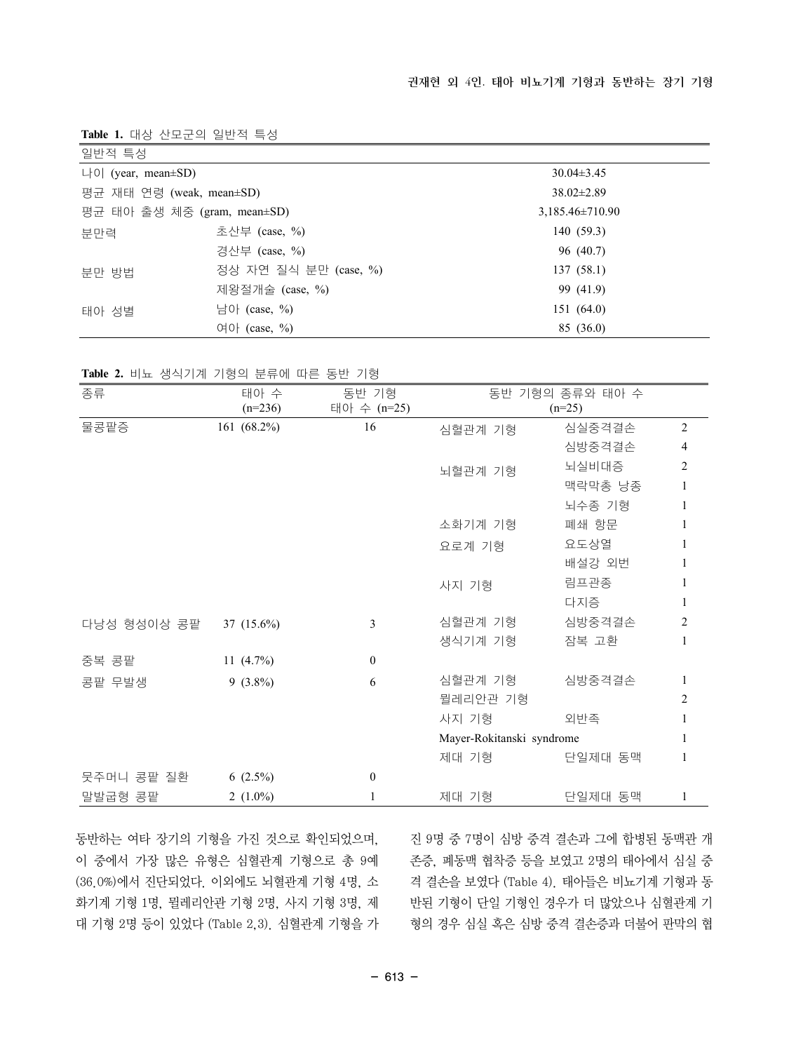**Table 1.** 대상 산모군의 일반적 특성

| 일반적 특성 | | |
|---|---|---|
| 나이 (year, mean±SD) | | 30.04±3.45 |
| 평균 재태 연령 (weak, mean±SD) | | 38.02±2.89 |
| 평균 태아 출생 체중 (gram, mean±SD) | | 3,185.46±710.90 |
| 분만력 | 초산부 (case, %) | 140 (59.3) |
| | 경산부 (case, %) | 96 (40.7) |
| 분만 방법 | 정상 자연 질식 분만 (case, %) | 137 (58.1) |
| | 제왕절개술 (case, %) | 99 (41.9) |
| 태아 성별 | 남아 (case, %) | 151 (64.0) |
| | 여아 (case, %) | 85 (36.0) |

**Table 2.** 비뇨 생식기계 기형의 분류에 따른 동반 기형

| 종류 | 태아 수 (n=236) | 동반 기형 태아 수 (n=25) | 동반 기형의 종류와 태아 수 (n=25) | | |
|---|---|---|---|---|---|
| 물콩팥증 | 161 (68.2%) | 16 | 심혈관계 기형 | 심실중격결손 | 2 |
| | | | | 심방중격결손 | 4 |
| | | | 뇌혈관계 기형 | 뇌실비대증 | 2 |
| | | | | 맥락막총 낭종 | 1 |
| | | | | 뇌수종 기형 | 1 |
| | | | 소화기계 기형 | 폐쇄 항문 | 1 |
| | | | 요로계 기형 | 요도상열 | 1 |
| | | | | 배설강 외번 | 1 |
| | | | 사지 기형 | 림프관종 | 1 |
| | | | | 다지증 | 1 |
| 다낭성 형성이상 콩팥 | 37 (15.6%) | 3 | 심혈관계 기형 | 심방중격결손 | 2 |
| | | | 생식기계 기형 | 잠복 고환 | 1 |
| 중복 콩팥 | 11 (4.7%) | 0 | | | |
| 콩팥 무발생 | 9 (3.8%) | 6 | 심혈관계 기형 | 심방중격결손 | 1 |
| | | | 뮐레리안관 기형 | | 2 |
| | | | 사지 기형 | 외반족 | 1 |
| | | | Mayer-Rokitanski syndrome | | 1 |
| | | | 제대 기형 | 단일제대 동맥 | 1 |
| 뭇주머니 콩팥 질환 | 6 (2.5%) | 0 | | | |
| 말발굽형 콩팥 | 2 (1.0%) | 1 | 제대 기형 | 단일제대 동맥 | 1 |

동반하는 여타 장기의 기형을 가진 것으로 확인되었으며, 이 중에서 가장 많은 유형은 심혈관계 기형으로 총 9예(36.0%)에서 진단되었다. 이외에도 뇌혈관계 기형 4명, 소화기계 기형 1명, 뮐레리안관 기형 2명, 사지 기형 3명, 제대 기형 2명 등이 있었다 (Table 2,3). 심혈관계 기형을 가진 9명 중 7명이 심방 중격 결손과 그에 합병된 동맥관 개존증, 폐동맥 협착증 등을 보였고 2명의 태아에서 심실 중격 결손을 보였다 (Table 4). 태아들은 비뇨기계 기형과 동반된 기형이 단일 기형인 경우가 더 많았으나 심혈관계 기형의 경우 심실 혹은 심방 중격 결손증과 더불어 판막의 협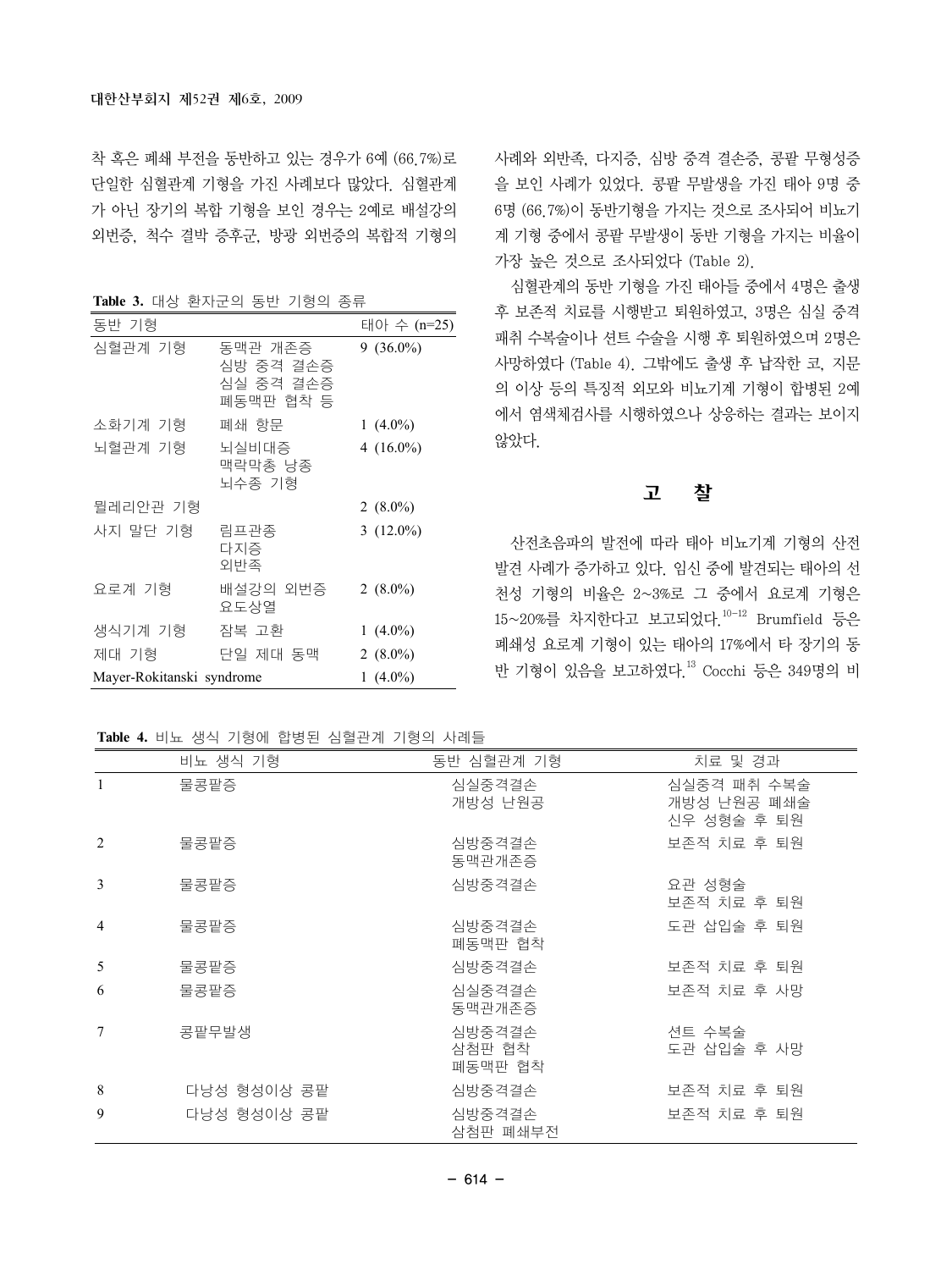착 혹은 폐쇄 부전을 동반하고 있는 경우가 6예 (66.7%)로 단일한 심혈관계 기형을 가진 사례보다 많았다. 심혈관계가 아닌 장기의 복합 기형을 보인 경우는 2예로 배설강의 외번증, 척수 결박 증후군, 방광 외번증의 복합적 기형의 사례와 외반족, 다지증, 심방 중격 결손증, 콩팥 무형성증을 보인 사례가 있었다. 콩팥 무발생을 가진 태아 9명 중 6명 (66.7%)이 동반기형을 가지는 것으로 조사되어 비뇨기계 기형 중에서 콩팥 무발생이 동반 기형을 가지는 비율이 가장 높은 것으로 조사되었다 (Table 2).

**Table 3.** 대상 환자군의 동반 기형의 종류

| 동반 기형 | | 태아 수 (n=25) |
|---|---|---|
| 심혈관계 기형 | 동맥관 개존증<br>심방 중격 결손증<br>심실 중격 결손증<br>폐동맥판 협착 등 | 9 (36.0%) |
| 소화기계 기형 | 폐쇄 항문 | 1 (4.0%) |
| 뇌혈관계 기형 | 뇌실비대증<br>맥락막총 낭종<br>뇌수종 기형 | 4 (16.0%) |
| 뮐레리안관 기형 | | 2 (8.0%) |
| 사지 말단 기형 | 림프관종<br>다지증<br>외반족 | 3 (12.0%) |
| 요로계 기형 | 배설강의 외번증<br>요도상열 | 2 (8.0%) |
| 생식기계 기형 | 잠복 고환 | 1 (4.0%) |
| 제대 기형 | 단일 제대 동맥 | 2 (8.0%) |
| Mayer-Rokitanski syndrome | | 1 (4.0%) |

심혈관계의 동반 기형을 가진 태아들 중에서 4명은 출생 후 보존적 치료를 시행받고 퇴원하였고, 3명은 심실 중격 패취 수복술이나 션트 수술을 시행 후 퇴원하였으며 2명은 사망하였다 (Table 4). 그밖에도 출생 후 납작한 코, 지문의 이상 등의 특징적 외모와 비뇨기계 기형이 합병된 2예에서 염색체검사를 시행하였으나 상응하는 결과는 보이지 않았다.

## 고 찰

산전초음파의 발전에 따라 태아 비뇨기계 기형의 산전 발견 사례가 증가하고 있다. 임신 중에 발견되는 태아의 선천성 기형의 비율은 2~3%로 그 중에서 요로계 기형은 15~20%를 차지한다고 보고되었다.[10-12] Brumfield 등은 폐쇄성 요로계 기형이 있는 태아의 17%에서 타 장기의 동반 기형이 있음을 보고하였다.[13] Cocchi 등은 349명의 비

**Table 4.** 비뇨 생식 기형에 합병된 심혈관계 기형의 사례들

| | 비뇨 생식 기형 | 동반 심혈관계 기형 | 치료 및 경과 |
|---|---|---|---|
| 1 | 물콩팥증 | 심실중격결손<br>개방성 난원공 | 심실중격 패취 수복술<br>개방성 난원공 폐쇄술<br>신우 성형술 후 퇴원 |
| 2 | 물콩팥증 | 심방중격결손<br>동맥관개존증 | 보존적 치료 후 퇴원 |
| 3 | 물콩팥증 | 심방중격결손 | 요관 성형술<br>보존적 치료 후 퇴원 |
| 4 | 물콩팥증 | 심방중격결손<br>폐동맥판 협착 | 도관 삽입술 후 퇴원 |
| 5 | 물콩팥증 | 심방중격결손 | 보존적 치료 후 퇴원 |
| 6 | 물콩팥증 | 심실중격결손<br>동맥관개존증 | 보존적 치료 후 사망 |
| 7 | 콩팥무발생 | 심방중격결손<br>삼첨판 협착<br>폐동맥판 협착 | 션트 수복술<br>도관 삽입술 후 사망 |
| 8 | 다낭성 형성이상 콩팥 | 심방중격결손 | 보존적 치료 후 퇴원 |
| 9 | 다낭성 형성이상 콩팥 | 심방중격결손<br>삼첨판 폐쇄부전 | 보존적 치료 후 퇴원 |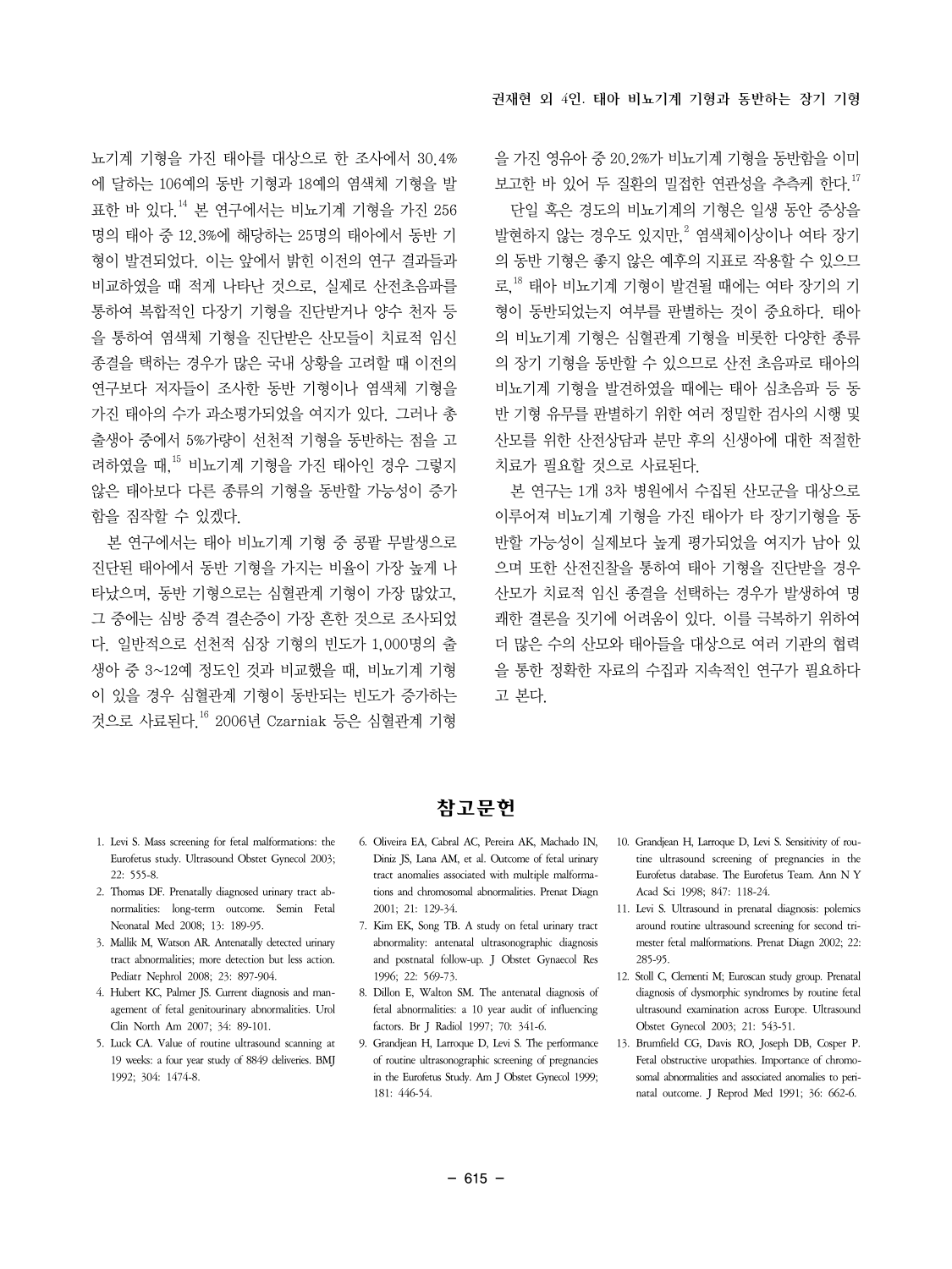뇨기계 기형을 가진 태아를 대상으로 한 조사에서 30.4%에 달하는 106예의 동반 기형과 18예의 염색체 기형을 발표한 바 있다.[14] 본 연구에서는 비뇨기계 기형을 가진 256명의 태아 중 12.3%에 해당하는 25명의 태아에서 동반 기형이 발견되었다. 이는 앞에서 밝힌 이전의 연구 결과들과 비교하였을 때 적게 나타난 것으로, 실제로 산전초음파를 통하여 복합적인 다장기 기형을 진단받거나 양수 천자 등을 통하여 염색체 기형을 진단받은 산모들이 치료적 임신 종결을 택하는 경우가 많은 국내 상황을 고려할 때 이전의 연구보다 저자들이 조사한 동반 기형이나 염색체 기형을 가진 태아의 수가 과소평가되었을 여지가 있다. 그러나 총 출생아 중에서 5%가량이 선천적 기형을 동반하는 점을 고려하였을 때,[15] 비뇨기계 기형을 가진 태아인 경우 그렇지 않은 태아보다 다른 종류의 기형을 동반할 가능성이 증가함을 짐작할 수 있겠다.

본 연구에서는 태아 비뇨기계 기형 중 콩팥 무발생으로 진단된 태아에서 동반 기형을 가지는 비율이 가장 높게 나타났으며, 동반 기형으로는 심혈관계 기형이 가장 많았고, 그 중에는 심방 중격 결손증이 가장 흔한 것으로 조사되었다. 일반적으로 선천적 심장 기형의 빈도가 1,000명의 출생아 중 3~12예 정도인 것과 비교했을 때, 비뇨기계 기형이 있을 경우 심혈관계 기형이 동반되는 빈도가 증가하는 것으로 사료된다.[16] 2006년 Czarniak 등은 심혈관계 기형을 가진 영유아 중 20.2%가 비뇨기계 기형을 동반함을 이미 보고한 바 있어 두 질환의 밀접한 연관성을 추측케 한다.[17]

단일 혹은 경도의 비뇨기계의 기형은 일생 동안 증상을 발현하지 않는 경우도 있지만,[2] 염색체이상이나 여타 장기의 동반 기형은 좋지 않은 예후의 지표로 작용할 수 있으므로,[18] 태아 비뇨기계 기형이 발견될 때에는 여타 장기의 기형이 동반되었는지 여부를 판별하는 것이 중요하다. 태아의 비뇨기계 기형은 심혈관계 기형을 비롯한 다양한 종류의 장기 기형을 동반할 수 있으므로 산전 초음파로 태아의 비뇨기계 기형을 발견하였을 때에는 태아 심초음파 등 동반 기형 유무를 판별하기 위한 여러 정밀한 검사의 시행 및 산모를 위한 산전상담과 분만 후의 신생아에 대한 적절한 치료가 필요할 것으로 사료된다.

본 연구는 1개 3차 병원에서 수집된 산모군을 대상으로 이루어져 비뇨기계 기형을 가진 태아가 타 장기기형을 동반할 가능성이 실제보다 높게 평가되었을 여지가 남아 있으며 또한 산전진찰을 통하여 태아 기형을 진단받을 경우 산모가 치료적 임신 종결을 선택하는 경우가 발생하여 명쾌한 결론을 짓기에 어려움이 있다. 이를 극복하기 위하여 더 많은 수의 산모와 태아들을 대상으로 여러 기관의 협력을 통한 정확한 자료의 수집과 지속적인 연구가 필요하다고 본다.

## 참고문헌

1. Levi S. Mass screening for fetal malformations: the Eurofetus study. Ultrasound Obstet Gynecol 2003; 22: 555-8.
2. Thomas DF. Prenatally diagnosed urinary tract abnormalities: long-term outcome. Semin Fetal Neonatal Med 2008; 13: 189-95.
3. Mallik M, Watson AR. Antenatally detected urinary tract abnormalities; more detection but less action. Pediatr Nephrol 2008; 23: 897-904.
4. Hubert KC, Palmer JS. Current diagnosis and management of fetal genitourinary abnormalities. Urol Clin North Am 2007; 34: 89-101.
5. Luck CA. Value of routine ultrasound scanning at 19 weeks: a four year study of 8849 deliveries. BMJ 1992; 304: 1474-8.
6. Oliveira EA, Cabral AC, Pereira AK, Machado IN, Diniz JS, Lana AM, et al. Outcome of fetal urinary tract anomalies associated with multiple malformations and chromosomal abnormalities. Prenat Diagn 2001; 21: 129-34.
7. Kim EK, Song TB. A study on fetal urinary tract abnormality: antenatal ultrasonographic diagnosis and postnatal follow-up. J Obstet Gynaecol Res 1996; 22: 569-73.
8. Dillon E, Walton SM. The antenatal diagnosis of fetal abnormalities: a 10 year audit of influencing factors. Br J Radiol 1997; 70: 341-6.
9. Grandjean H, Larroque D, Levi S. The performance of routine ultrasonographic screening of pregnancies in the Eurofetus Study. Am J Obstet Gynecol 1999; 181: 446-54.
10. Grandjean H, Larroque D, Levi S. Sensitivity of routine ultrasound screening of pregnancies in the Eurofetus database. The Eurofetus Team. Ann N Y Acad Sci 1998; 847: 118-24.
11. Levi S. Ultrasound in prenatal diagnosis: polemics around routine ultrasound screening for second trimester fetal malformations. Prenat Diagn 2002; 22: 285-95.
12. Stoll C, Clementi M; Euroscan study group. Prenatal diagnosis of dysmorphic syndromes by routine fetal ultrasound examination across Europe. Ultrasound Obstet Gynecol 2003; 21: 543-51.
13. Brumfield CG, Davis RO, Joseph DB, Cosper P. Fetal obstructive uropathies. Importance of chromosomal abnormalities and associated anomalies to perinatal outcome. J Reprod Med 1991; 36: 662-6.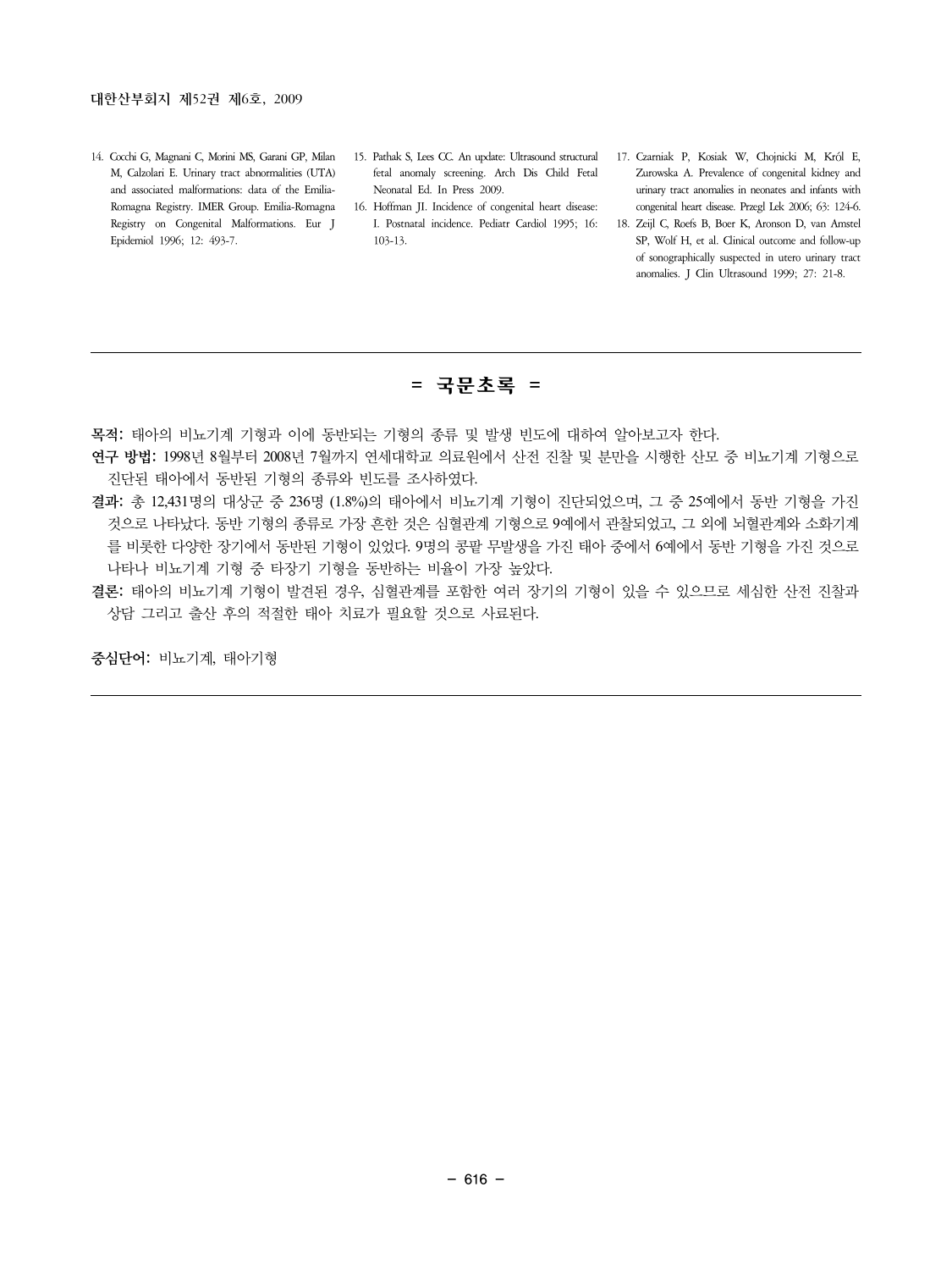14. Cocchi G, Magnani C, Morini MS, Garani GP, Milan M, Calzolari E. Urinary tract abnormalities (UTA) and associated malformations: data of the Emilia-Romagna Registry. IMER Group. Emilia-Romagna Registry on Congenital Malformations. Eur J Epidemiol 1996; 12: 493-7.
15. Pathak S, Lees CC. An update: Ultrasound structural fetal anomaly screening. Arch Dis Child Fetal Neonatal Ed. In Press 2009.
16. Hoffman JI. Incidence of congenital heart disease: I. Postnatal incidence. Pediatr Cardiol 1995; 16: 103-13.
17. Czarniak P, Kosiak W, Chojnicki M, Król E, Zurowska A. Prevalence of congenital kidney and urinary tract anomalies in neonates and infants with congenital heart disease. Przegl Lek 2006; 63: 124-6.
18. Zeijl C, Roefs B, Boer K, Aronson D, van Amstel SP, Wolf H, et al. Clinical outcome and follow-up of sonographically suspected in utero urinary tract anomalies. J Clin Ultrasound 1999; 27: 21-8.

## = 국문초록 =

**목적:** 태아의 비뇨기계 기형과 이에 동반되는 기형의 종류 및 발생 빈도에 대하여 알아보고자 한다.

**연구 방법:** 1998년 8월부터 2008년 7월까지 연세대학교 의료원에서 산전 진찰 및 분만을 시행한 산모 중 비뇨기계 기형으로 진단된 태아에서 동반된 기형의 종류와 빈도를 조사하였다.

**결과:** 총 12,431명의 대상군 중 236명 (1.8%)의 태아에서 비뇨기계 기형이 진단되었으며, 그 중 25예에서 동반 기형을 가진 것으로 나타났다. 동반 기형의 종류로 가장 흔한 것은 심혈관계 기형으로 9예에서 관찰되었고, 그 외에 뇌혈관계와 소화기계를 비롯한 다양한 장기에서 동반된 기형이 있었다. 9명의 콩팥 무발생을 가진 태아 중에서 6예에서 동반 기형을 가진 것으로 나타나 비뇨기계 기형 중 타장기 기형을 동반하는 비율이 가장 높았다.

**결론:** 태아의 비뇨기계 기형이 발견된 경우, 심혈관계를 포함한 여러 장기의 기형이 있을 수 있으므로 세심한 산전 진찰과 상담 그리고 출산 후의 적절한 태아 치료가 필요할 것으로 사료된다.

**중심단어:** 비뇨기계, 태아기형